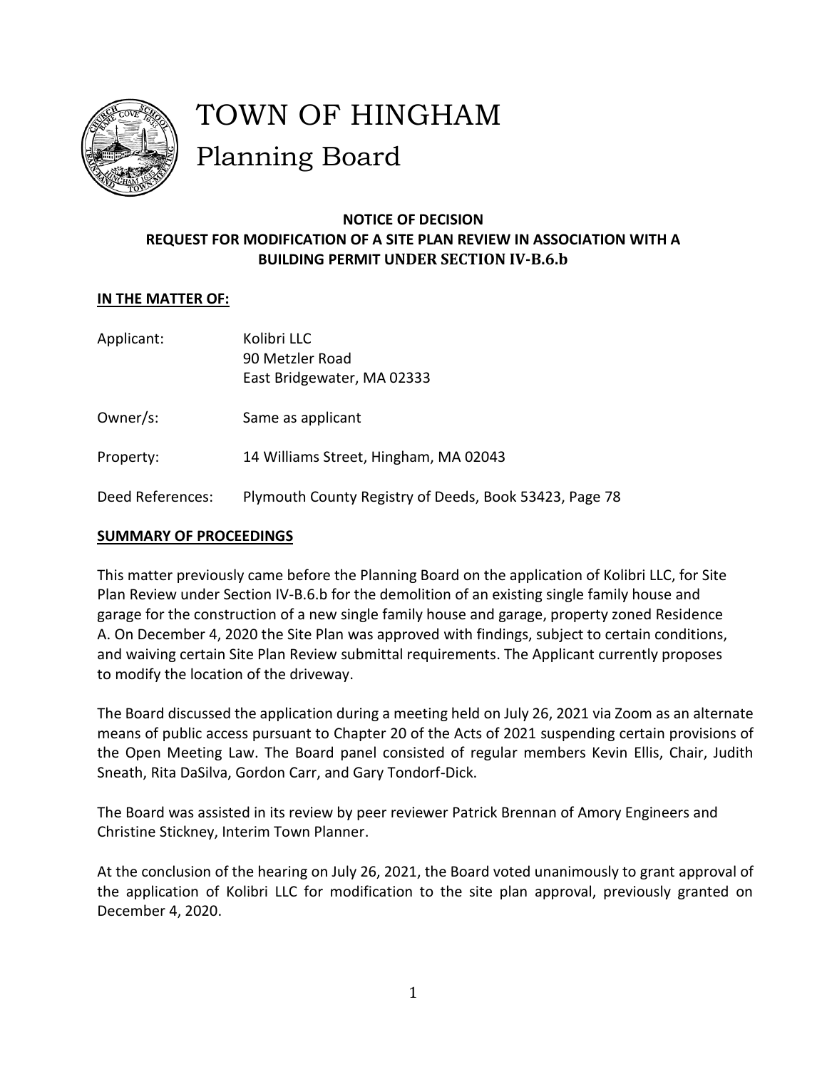# TOWN OF HINGHAM

## Planning Board

**NOTICE OF DECISION**
**REQUEST FOR MODIFICATION OF A SITE PLAN REVIEW IN ASSOCIATION WITH A BUILDING PERMIT UNDER SECTION IV-B.6.b**

**IN THE MATTER OF:**

| | |
|---|---|
| Applicant: | Kolibri LLC<br>90 Metzler Road<br>East Bridgewater, MA 02333 |
| Owner/s: | Same as applicant |
| Property: | 14 Williams Street, Hingham, MA 02043 |
| Deed References: | Plymouth County Registry of Deeds, Book 53423, Page 78 |

**SUMMARY OF PROCEEDINGS**

This matter previously came before the Planning Board on the application of Kolibri LLC, for Site Plan Review under Section IV-B.6.b for the demolition of an existing single family house and garage for the construction of a new single family house and garage, property zoned Residence A. On December 4, 2020 the Site Plan was approved with findings, subject to certain conditions, and waiving certain Site Plan Review submittal requirements. The Applicant currently proposes to modify the location of the driveway.

The Board discussed the application during a meeting held on July 26, 2021 via Zoom as an alternate means of public access pursuant to Chapter 20 of the Acts of 2021 suspending certain provisions of the Open Meeting Law. The Board panel consisted of regular members Kevin Ellis, Chair, Judith Sneath, Rita DaSilva, Gordon Carr, and Gary Tondorf-Dick.

The Board was assisted in its review by peer reviewer Patrick Brennan of Amory Engineers and Christine Stickney, Interim Town Planner.

At the conclusion of the hearing on July 26, 2021, the Board voted unanimously to grant approval of the application of Kolibri LLC for modification to the site plan approval, previously granted on December 4, 2020.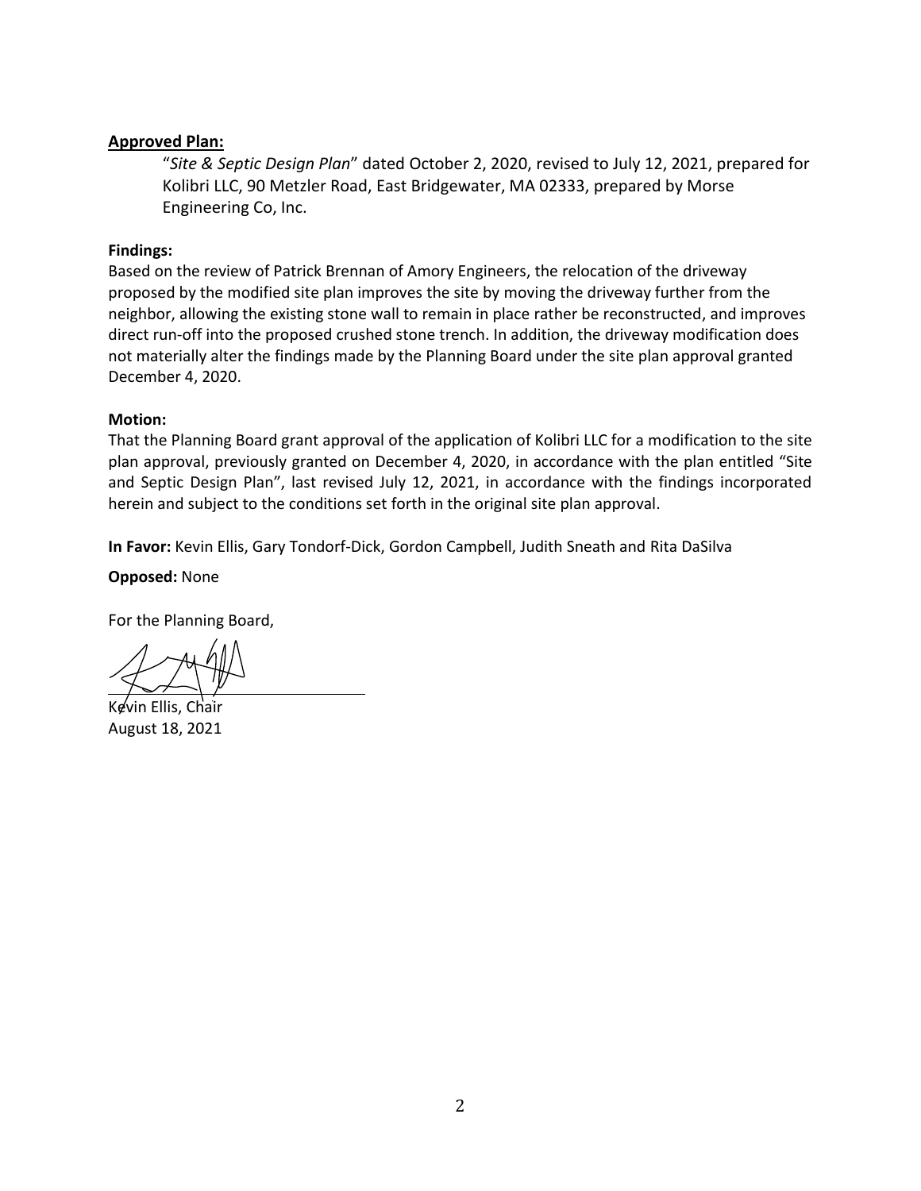**Approved Plan:**

"*Site & Septic Design Plan*" dated October 2, 2020, revised to July 12, 2021, prepared for Kolibri LLC, 90 Metzler Road, East Bridgewater, MA 02333, prepared by Morse Engineering Co, Inc.

**Findings:**

Based on the review of Patrick Brennan of Amory Engineers, the relocation of the driveway proposed by the modified site plan improves the site by moving the driveway further from the neighbor, allowing the existing stone wall to remain in place rather be reconstructed, and improves direct run-off into the proposed crushed stone trench. In addition, the driveway modification does not materially alter the findings made by the Planning Board under the site plan approval granted December 4, 2020.

**Motion:**

That the Planning Board grant approval of the application of Kolibri LLC for a modification to the site plan approval, previously granted on December 4, 2020, in accordance with the plan entitled "Site and Septic Design Plan", last revised July 12, 2021, in accordance with the findings incorporated herein and subject to the conditions set forth in the original site plan approval.

**In Favor:** Kevin Ellis, Gary Tondorf-Dick, Gordon Campbell, Judith Sneath and Rita DaSilva

**Opposed:** None

For the Planning Board,

Kevin Ellis, Chair
August 18, 2021